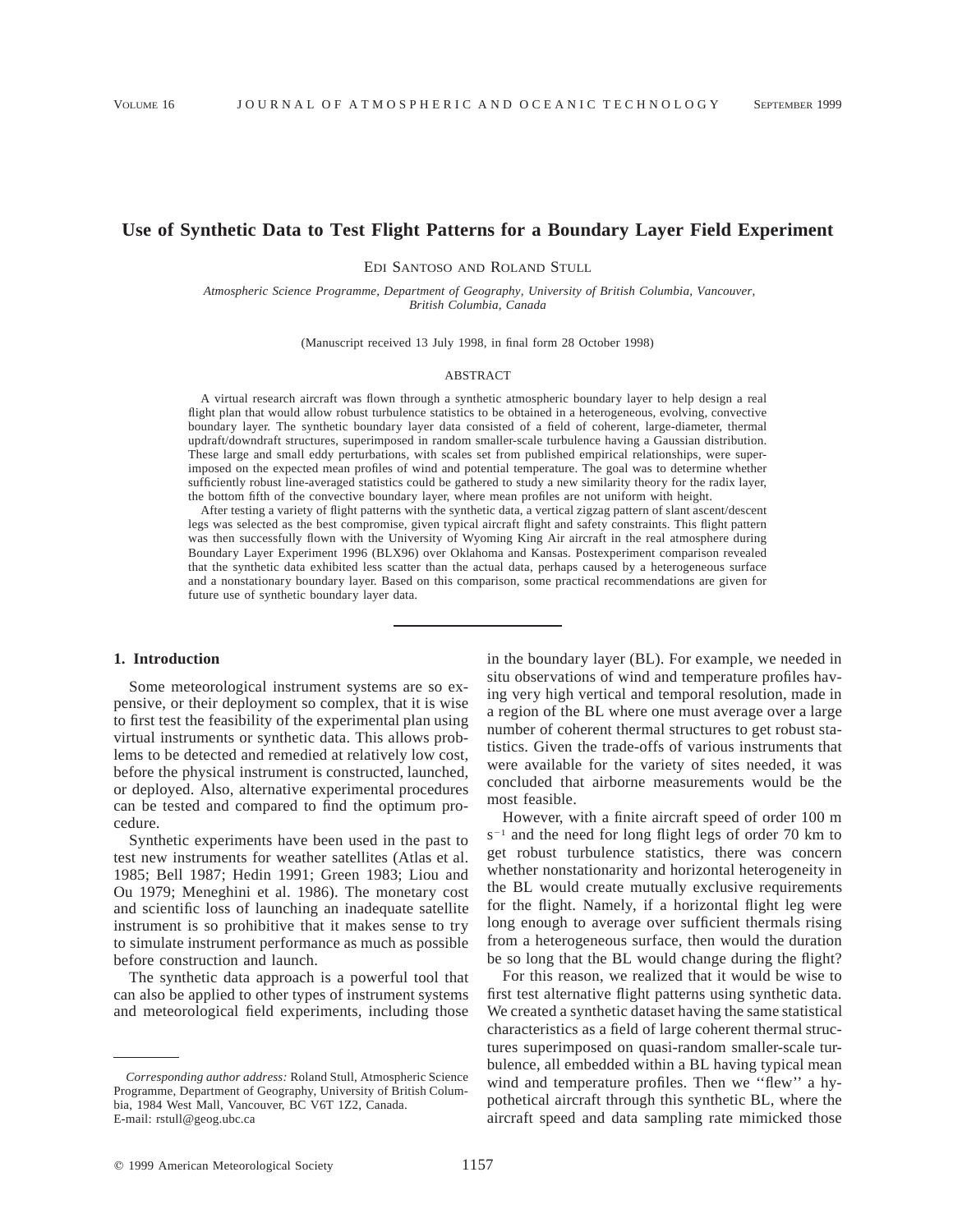# Use of Synthetic Data to Test Flight Patterns for a Boundary Layer Field Experiment

Edi Santoso and Roland Stull

*Atmospheric Science Programme, Department of Geography, University of British Columbia, Vancouver, British Columbia, Canada*

(Manuscript received 13 July 1998, in final form 28 October 1998)

## ABSTRACT

A virtual research aircraft was flown through a synthetic atmospheric boundary layer to help design a real flight plan that would allow robust turbulence statistics to be obtained in a heterogeneous, evolving, convective boundary layer. The synthetic boundary layer data consisted of a field of coherent, large-diameter, thermal updraft/downdraft structures, superimposed in random smaller-scale turbulence having a Gaussian distribution. These large and small eddy perturbations, with scales set from published empirical relationships, were superimposed on the expected mean profiles of wind and potential temperature. The goal was to determine whether sufficiently robust line-averaged statistics could be gathered to study a new similarity theory for the radix layer, the bottom fifth of the convective boundary layer, where mean profiles are not uniform with height.

After testing a variety of flight patterns with the synthetic data, a vertical zigzag pattern of slant ascent/descent legs was selected as the best compromise, given typical aircraft flight and safety constraints. This flight pattern was then successfully flown with the University of Wyoming King Air aircraft in the real atmosphere during Boundary Layer Experiment 1996 (BLX96) over Oklahoma and Kansas. Postexperiment comparison revealed that the synthetic data exhibited less scatter than the actual data, perhaps caused by a heterogeneous surface and a nonstationary boundary layer. Based on this comparison, some practical recommendations are given for future use of synthetic boundary layer data.

## 1. Introduction

Some meteorological instrument systems are so expensive, or their deployment so complex, that it is wise to first test the feasibility of the experimental plan using virtual instruments or synthetic data. This allows problems to be detected and remedied at relatively low cost, before the physical instrument is constructed, launched, or deployed. Also, alternative experimental procedures can be tested and compared to find the optimum procedure.

Synthetic experiments have been used in the past to test new instruments for weather satellites (Atlas et al. 1985; Bell 1987; Hedin 1991; Green 1983; Liou and Ou 1979; Meneghini et al. 1986). The monetary cost and scientific loss of launching an inadequate satellite instrument is so prohibitive that it makes sense to try to simulate instrument performance as much as possible before construction and launch.

The synthetic data approach is a powerful tool that can also be applied to other types of instrument systems and meteorological field experiments, including those in the boundary layer (BL). For example, we needed in situ observations of wind and temperature profiles having very high vertical and temporal resolution, made in a region of the BL where one must average over a large number of coherent thermal structures to get robust statistics. Given the trade-offs of various instruments that were available for the variety of sites needed, it was concluded that airborne measurements would be the most feasible.

However, with a finite aircraft speed of order 100 m $s^{-1}$ and the need for long flight legs of order 70 km to get robust turbulence statistics, there was concern whether nonstationarity and horizontal heterogeneity in the BL would create mutually exclusive requirements for the flight. Namely, if a horizontal flight leg were long enough to average over sufficient thermals rising from a heterogeneous surface, then would the duration be so long that the BL would change during the flight?

For this reason, we realized that it would be wise to first test alternative flight patterns using synthetic data. We created a synthetic dataset having the same statistical characteristics as a field of large coherent thermal structures superimposed on quasi-random smaller-scale turbulence, all embedded within a BL having typical mean wind and temperature profiles. Then we "flew" a hypothetical aircraft through this synthetic BL, where the aircraft speed and data sampling rate mimicked those

*Corresponding author address:* Roland Stull, Atmospheric Science Programme, Department of Geography, University of British Columbia, 1984 West Mall, Vancouver, BC V6T 1Z2, Canada.
E-mail: rstull@geog.ubc.ca

© 1999 American Meteorological Society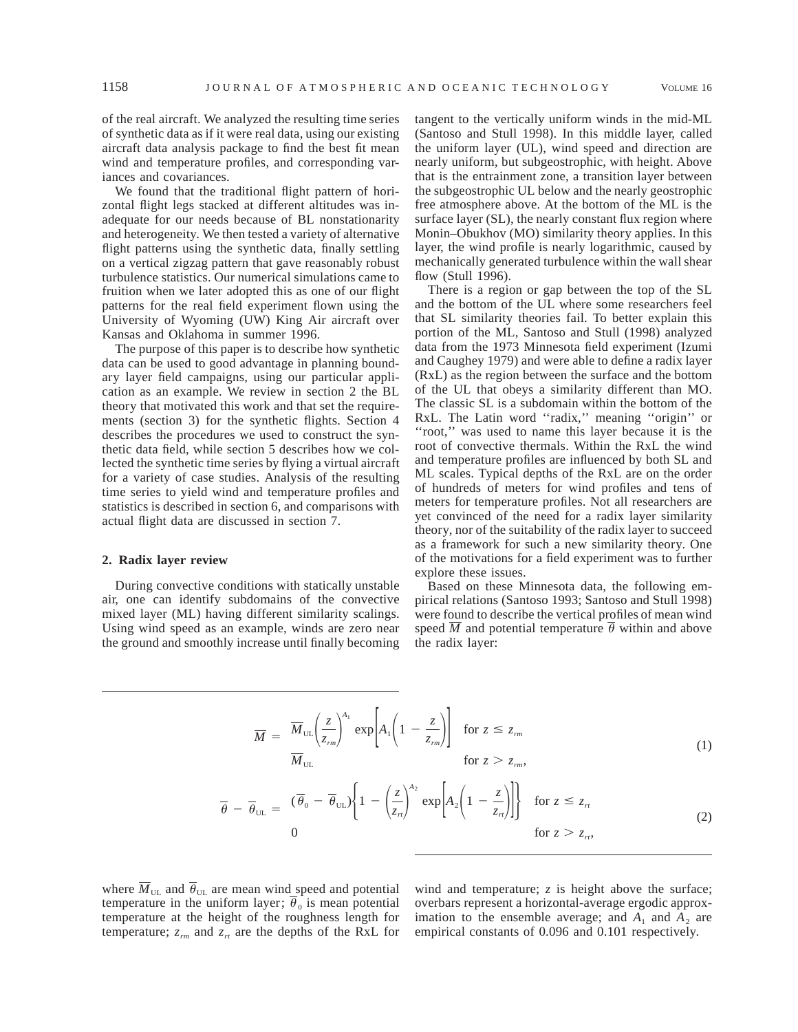of the real aircraft. We analyzed the resulting time series of synthetic data as if it were real data, using our existing aircraft data analysis package to find the best fit mean wind and temperature profiles, and corresponding variances and covariances.

We found that the traditional flight pattern of horizontal flight legs stacked at different altitudes was inadequate for our needs because of BL nonstationarity and heterogeneity. We then tested a variety of alternative flight patterns using the synthetic data, finally settling on a vertical zigzag pattern that gave reasonably robust turbulence statistics. Our numerical simulations came to fruition when we later adopted this as one of our flight patterns for the real field experiment flown using the University of Wyoming (UW) King Air aircraft over Kansas and Oklahoma in summer 1996.

The purpose of this paper is to describe how synthetic data can be used to good advantage in planning boundary layer field campaigns, using our particular application as an example. We review in section 2 the BL theory that motivated this work and that set the requirements (section 3) for the synthetic flights. Section 4 describes the procedures we used to construct the synthetic data field, while section 5 describes how we collected the synthetic time series by flying a virtual aircraft for a variety of case studies. Analysis of the resulting time series to yield wind and temperature profiles and statistics is described in section 6, and comparisons with actual flight data are discussed in section 7.

## 2. Radix layer review

During convective conditions with statically unstable air, one can identify subdomains of the convective mixed layer (ML) having different similarity scalings. Using wind speed as an example, winds are zero near the ground and smoothly increase until finally becoming tangent to the vertically uniform winds in the mid-ML (Santoso and Stull 1998). In this middle layer, called the uniform layer (UL), wind speed and direction are nearly uniform, but subgeostrophic, with height. Above that is the entrainment zone, a transition layer between the subgeostrophic UL below and the nearly geostrophic free atmosphere above. At the bottom of the ML is the surface layer (SL), the nearly constant flux region where Monin–Obukhov (MO) similarity theory applies. In this layer, the wind profile is nearly logarithmic, caused by mechanically generated turbulence within the wall shear flow (Stull 1996).

There is a region or gap between the top of the SL and the bottom of the UL where some researchers feel that SL similarity theories fail. To better explain this portion of the ML, Santoso and Stull (1998) analyzed data from the 1973 Minnesota field experiment (Izumi and Caughey 1979) and were able to define a radix layer (RxL) as the region between the surface and the bottom of the UL that obeys a similarity different than MO. The classic SL is a subdomain within the bottom of the RxL. The Latin word ''radix,'' meaning ''origin'' or ''root,'' was used to name this layer because it is the root of convective thermals. Within the RxL the wind and temperature profiles are influenced by both SL and ML scales. Typical depths of the RxL are on the order of hundreds of meters for wind profiles and tens of meters for temperature profiles. Not all researchers are yet convinced of the need for a radix layer similarity theory, nor of the suitability of the radix layer to succeed as a framework for such a new similarity theory. One of the motivations for a field experiment was to further explore these issues.

Based on these Minnesota data, the following empirical relations (Santoso 1993; Santoso and Stull 1998) were found to describe the vertical profiles of mean wind speed $\overline{M}$ and potential temperature $\overline{\theta}$ within and above the radix layer:

$$
\overline{M} = \begin{cases} \overline{M}_{\mathrm{UL}} \left( \dfrac{z}{z_{rm}} \right)^{A_1} \exp\left[ A_1 \left( 1 - \dfrac{z}{z_{rm}} \right) \right] & \text{for } z \le z_{rm} \\ \overline{M}_{\mathrm{UL}} & \text{for } z > z_{rm}, \end{cases} \tag{1}
$$

$$
\overline{\theta} - \overline{\theta}_{\mathrm{UL}} = \begin{cases} (\overline{\theta}_0 - \overline{\theta}_{\mathrm{UL}}) \left\{ 1 - \left( \dfrac{z}{z_{rt}} \right)^{A_2} \exp\left[ A_2 \left( 1 - \dfrac{z}{z_{rt}} \right) \right] \right\} & \text{for } z \le z_{rt} \\ 0 & \text{for } z > z_{rt}, \end{cases} \tag{2}
$$

where $\overline{M}_{\mathrm{UL}}$ and $\overline{\theta}_{\mathrm{UL}}$ are mean wind speed and potential temperature in the uniform layer; $\overline{\theta}_0$ is mean potential temperature at the height of the roughness length for temperature; $z_{rm}$ and $z_{rt}$ are the depths of the RxL for wind and temperature; $z$ is height above the surface; overbars represent a horizontal-average ergodic approximation to the ensemble average; and $A_1$ and $A_2$ are empirical constants of 0.096 and 0.101 respectively.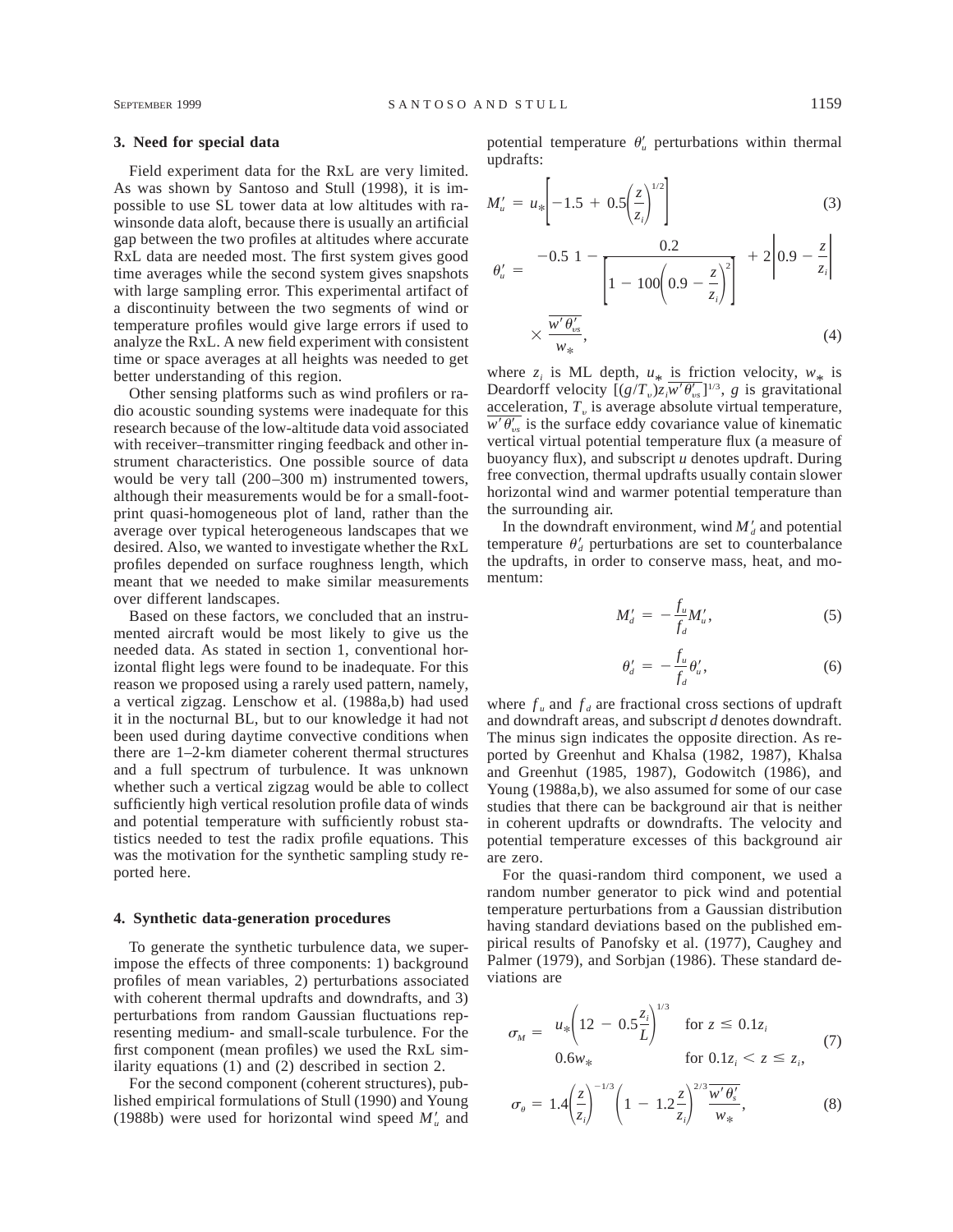## 3. Need for special data

Field experiment data for the RxL are very limited. As was shown by Santoso and Stull (1998), it is impossible to use SL tower data at low altitudes with rawinsonde data aloft, because there is usually an artificial gap between the two profiles at altitudes where accurate RxL data are needed most. The first system gives good time averages while the second system gives snapshots with large sampling error. This experimental artifact of a discontinuity between the two segments of wind or temperature profiles would give large errors if used to analyze the RxL. A new field experiment with consistent time or space averages at all heights was needed to get better understanding of this region.

Other sensing platforms such as wind profilers or radio acoustic sounding systems were inadequate for this research because of the low-altitude data void associated with receiver–transmitter ringing feedback and other instrument characteristics. One possible source of data would be very tall (200–300 m) instrumented towers, although their measurements would be for a small-footprint quasi-homogeneous plot of land, rather than the average over typical heterogeneous landscapes that we desired. Also, we wanted to investigate whether the RxL profiles depended on surface roughness length, which meant that we needed to make similar measurements over different landscapes.

Based on these factors, we concluded that an instrumented aircraft would be most likely to give us the needed data. As stated in section 1, conventional horizontal flight legs were found to be inadequate. For this reason we proposed using a rarely used pattern, namely, a vertical zigzag. Lenschow et al. (1988a,b) had used it in the nocturnal BL, but to our knowledge it had not been used during daytime convective conditions when there are 1–2-km diameter coherent thermal structures and a full spectrum of turbulence. It was unknown whether such a vertical zigzag would be able to collect sufficiently high vertical resolution profile data of winds and potential temperature with sufficiently robust statistics needed to test the radix profile equations. This was the motivation for the synthetic sampling study reported here.

## 4. Synthetic data-generation procedures

To generate the synthetic turbulence data, we superimpose the effects of three components: 1) background profiles of mean variables, 2) perturbations associated with coherent thermal updrafts and downdrafts, and 3) perturbations from random Gaussian fluctuations representing medium- and small-scale turbulence. For the first component (mean profiles) we used the RxL similarity equations (1) and (2) described in section 2.

For the second component (coherent structures), published empirical formulations of Stull (1990) and Young (1988b) were used for horizontal wind speed $M'_u$ and potential temperature $\theta'_u$ perturbations within thermal updrafts:

$$M'_u = u_*\left[-1.5 + 0.5\left(\frac{z}{z_i}\right)^{1/2}\right] \tag{3}$$

$$\theta'_u = \left\{-0.5\left\{1 - \frac{0.2}{\left[1 - 100\left(0.9 - \dfrac{z}{z_i}\right)^2\right]}\right\} + 2\left|0.9 - \frac{z}{z_i}\right|\right\} \times \frac{\overline{w'\theta'_{vs}}}{w_*}, \tag{4}$$

where $z_i$ is ML depth, $u_*$ is friction velocity, $w_*$ is Deardorff velocity $[(g/T_v)z_i\overline{w'\theta'_{vs}}]^{1/3}$, $g$ is gravitational acceleration, $T_v$ is average absolute virtual temperature, $\overline{w'\theta'_{vs}}$ is the surface eddy covariance value of kinematic vertical virtual potential temperature flux (a measure of buoyancy flux), and subscript $u$ denotes updraft. During free convection, thermal updrafts usually contain slower horizontal wind and warmer potential temperature than the surrounding air.

In the downdraft environment, wind $M'_d$ and potential temperature $\theta'_d$ perturbations are set to counterbalance the updrafts, in order to conserve mass, heat, and momentum:

$$M'_d = -\frac{f_u}{f_d}M'_u, \tag{5}$$

$$\theta'_d = -\frac{f_u}{f_d}\theta'_u, \tag{6}$$

where $f_u$ and $f_d$ are fractional cross sections of updraft and downdraft areas, and subscript $d$ denotes downdraft. The minus sign indicates the opposite direction. As reported by Greenhut and Khalsa (1982, 1987), Khalsa and Greenhut (1985, 1987), Godowitch (1986), and Young (1988a,b), we also assumed for some of our case studies that there can be background air that is neither in coherent updrafts or downdrafts. The velocity and potential temperature excesses of this background air are zero.

For the quasi-random third component, we used a random number generator to pick wind and potential temperature perturbations from a Gaussian distribution having standard deviations based on the published empirical results of Panofsky et al. (1977), Caughey and Palmer (1979), and Sorbjan (1986). These standard deviations are

$$\sigma_M = \begin{cases} u_*\left(12 - 0.5\dfrac{z_i}{L}\right)^{1/3} & \text{for } z \le 0.1z_i \\ 0.6w_* & \text{for } 0.1z_i < z \le z_i, \end{cases} \tag{7}$$

$$\sigma_\theta = 1.4\left(\frac{z}{z_i}\right)^{-1/3}\left(1 - 1.2\frac{z}{z_i}\right)^{2/3}\frac{\overline{w'\theta'_s}}{w_*}, \tag{8}$$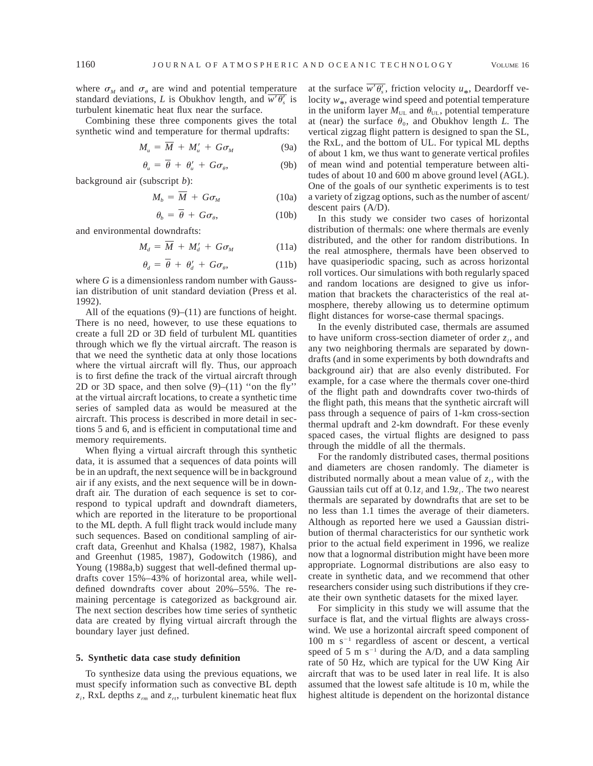where $\sigma_M$ and $\sigma_\theta$ are wind and potential temperature standard deviations, $L$ is Obukhov length, and $\overline{w'\theta'_s}$ is turbulent kinematic heat flux near the surface.

Combining these three components gives the total synthetic wind and temperature for thermal updrafts:

$$M_u = \overline{M} + M'_u + G\sigma_M \tag{9a}$$

$$\theta_u = \overline{\theta} + \theta'_u + G\sigma_\theta, \tag{9b}$$

background air (subscript $b$):

$$M_b = \overline{M} + G\sigma_M \tag{10a}$$

$$\theta_b = \overline{\theta} + G\sigma_\theta, \tag{10b}$$

and environmental downdrafts:

$$M_d = \overline{M} + M'_d + G\sigma_M \tag{11a}$$

$$\theta_d = \overline{\theta} + \theta'_d + G\sigma_\theta, \tag{11b}$$

where $G$ is a dimensionless random number with Gaussian distribution of unit standard deviation (Press et al. 1992).

All of the equations (9)–(11) are functions of height. There is no need, however, to use these equations to create a full 2D or 3D field of turbulent ML quantities through which we fly the virtual aircraft. The reason is that we need the synthetic data at only those locations where the virtual aircraft will fly. Thus, our approach is to first define the track of the virtual aircraft through 2D or 3D space, and then solve (9)–(11) "on the fly" at the virtual aircraft locations, to create a synthetic time series of sampled data as would be measured at the aircraft. This process is described in more detail in sections 5 and 6, and is efficient in computational time and memory requirements.

When flying a virtual aircraft through this synthetic data, it is assumed that a sequences of data points will be in an updraft, the next sequence will be in background air if any exists, and the next sequence will be in downdraft air. The duration of each sequence is set to correspond to typical updraft and downdraft diameters, which are reported in the literature to be proportional to the ML depth. A full flight track would include many such sequences. Based on conditional sampling of aircraft data, Greenhut and Khalsa (1982, 1987), Khalsa and Greenhut (1985, 1987), Godowitch (1986), and Young (1988a,b) suggest that well-defined thermal updrafts cover 15%–43% of horizontal area, while well-defined downdrafts cover about 20%–55%. The remaining percentage is categorized as background air. The next section describes how time series of synthetic data are created by flying virtual aircraft through the boundary layer just defined.

## 5. Synthetic data case study definition

To synthesize data using the previous equations, we must specify information such as convective BL depth $z_i$, RxL depths $z_{rm}$ and $z_{rt}$, turbulent kinematic heat flux at the surface $\overline{w'\theta'_s}$, friction velocity $u_*$, Deardorff velocity $w_*$, average wind speed and potential temperature in the uniform layer $M_{UL}$ and $\theta_{UL}$, potential temperature at (near) the surface $\theta_0$, and Obukhov length $L$. The vertical zigzag flight pattern is designed to span the SL, the RxL, and the bottom of UL. For typical ML depths of about 1 km, we thus want to generate vertical profiles of mean wind and potential temperature between altitudes of about 10 and 600 m above ground level (AGL). One of the goals of our synthetic experiments is to test a variety of zigzag options, such as the number of ascent/descent pairs (A/D).

In this study we consider two cases of horizontal distribution of thermals: one where thermals are evenly distributed, and the other for random distributions. In the real atmosphere, thermals have been observed to have quasiperiodic spacing, such as across horizontal roll vortices. Our simulations with both regularly spaced and random locations are designed to give us information that brackets the characteristics of the real atmosphere, thereby allowing us to determine optimum flight distances for worse-case thermal spacings.

In the evenly distributed case, thermals are assumed to have uniform cross-section diameter of order $z_i$, and any two neighboring thermals are separated by downdrafts (and in some experiments by both downdrafts and background air) that are also evenly distributed. For example, for a case where the thermals cover one-third of the flight path and downdrafts cover two-thirds of the flight path, this means that the synthetic aircraft will pass through a sequence of pairs of 1-km cross-section thermal updraft and 2-km downdraft. For these evenly spaced cases, the virtual flights are designed to pass through the middle of all the thermals.

For the randomly distributed cases, thermal positions and diameters are chosen randomly. The diameter is distributed normally about a mean value of $z_i$, with the Gaussian tails cut off at $0.1z_i$ and $1.9z_i$. The two nearest thermals are separated by downdrafts that are set to be no less than 1.1 times the average of their diameters. Although as reported here we used a Gaussian distribution of thermal characteristics for our synthetic work prior to the actual field experiment in 1996, we realize now that a lognormal distribution might have been more appropriate. Lognormal distributions are also easy to create in synthetic data, and we recommend that other researchers consider using such distributions if they create their own synthetic datasets for the mixed layer.

For simplicity in this study we will assume that the surface is flat, and the virtual flights are always crosswind. We use a horizontal aircraft speed component of 100 m s$^{-1}$ regardless of ascent or descent, a vertical speed of 5 m s$^{-1}$ during the A/D, and a data sampling rate of 50 Hz, which are typical for the UW King Air aircraft that was to be used later in real life. It is also assumed that the lowest safe altitude is 10 m, while the highest altitude is dependent on the horizontal distance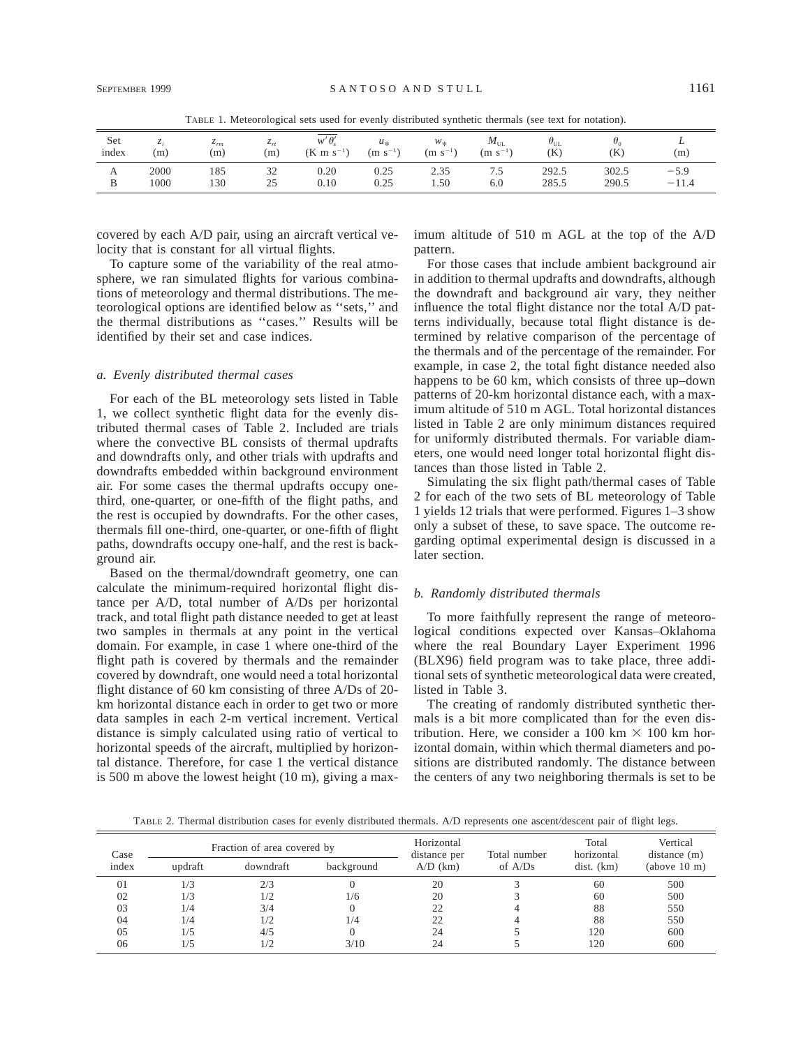TABLE 1. Meteorological sets used for evenly distributed synthetic thermals (see text for notation).

| Set index | $z_i$ (m) | $z_{rm}$ (m) | $z_{rt}$ (m) | $\overline{w'\theta'_s}$ (K m s$^{-1}$) | $u_*$ (m s$^{-1}$) | $w_*$ (m s$^{-1}$) | $M_{UL}$ (m s$^{-1}$) | $\theta_{UL}$ (K) | $\theta_0$ (K) | $L$ (m) |
|---|---|---|---|---|---|---|---|---|---|---|
| A | 2000 | 185 | 32 | 0.20 | 0.25 | 2.35 | 7.5 | 292.5 | 302.5 | −5.9 |
| B | 1000 | 130 | 25 | 0.10 | 0.25 | 1.50 | 6.0 | 285.5 | 290.5 | −11.4 |

covered by each A/D pair, using an aircraft vertical velocity that is constant for all virtual flights.

To capture some of the variability of the real atmosphere, we ran simulated flights for various combinations of meteorology and thermal distributions. The meteorological options are identified below as ''sets,'' and the thermal distributions as ''cases.'' Results will be identified by their set and case indices.

### *a. Evenly distributed thermal cases*

For each of the BL meteorology sets listed in Table 1, we collect synthetic flight data for the evenly distributed thermal cases of Table 2. Included are trials where the convective BL consists of thermal updrafts and downdrafts only, and other trials with updrafts and downdrafts embedded within background environment air. For some cases the thermal updrafts occupy one-third, one-quarter, or one-fifth of the flight paths, and the rest is occupied by downdrafts. For the other cases, thermals fill one-third, one-quarter, or one-fifth of flight paths, downdrafts occupy one-half, and the rest is background air.

Based on the thermal/downdraft geometry, one can calculate the minimum-required horizontal flight distance per A/D, total number of A/Ds per horizontal track, and total flight path distance needed to get at least two samples in thermals at any point in the vertical domain. For example, in case 1 where one-third of the flight path is covered by thermals and the remainder covered by downdraft, one would need a total horizontal flight distance of 60 km consisting of three A/Ds of 20-km horizontal distance each in order to get two or more data samples in each 2-m vertical increment. Vertical distance is simply calculated using ratio of vertical to horizontal speeds of the aircraft, multiplied by horizontal distance. Therefore, for case 1 the vertical distance is 500 m above the lowest height (10 m), giving a maximum altitude of 510 m AGL at the top of the A/D pattern.

For those cases that include ambient background air in addition to thermal updrafts and downdrafts, although the downdraft and background air vary, they neither influence the total flight distance nor the total A/D patterns individually, because total flight distance is determined by relative comparison of the percentage of the thermals and of the percentage of the remainder. For example, in case 2, the total fight distance needed also happens to be 60 km, which consists of three up–down patterns of 20-km horizontal distance each, with a maximum altitude of 510 m AGL. Total horizontal distances listed in Table 2 are only minimum distances required for uniformly distributed thermals. For variable diameters, one would need longer total horizontal flight distances than those listed in Table 2.

Simulating the six flight path/thermal cases of Table 2 for each of the two sets of BL meteorology of Table 1 yields 12 trials that were performed. Figures 1–3 show only a subset of these, to save space. The outcome regarding optimal experimental design is discussed in a later section.

### *b. Randomly distributed thermals*

To more faithfully represent the range of meteorological conditions expected over Kansas–Oklahoma where the real Boundary Layer Experiment 1996 (BLX96) field program was to take place, three additional sets of synthetic meteorological data were created, listed in Table 3.

The creating of randomly distributed synthetic thermals is a bit more complicated than for the even distribution. Here, we consider a 100 km × 100 km horizontal domain, within which thermal diameters and positions are distributed randomly. The distance between the centers of any two neighboring thermals is set to be

TABLE 2. Thermal distribution cases for evenly distributed thermals. A/D represents one ascent/descent pair of flight legs.

| Case index | Fraction of area covered by | | | Horizontal distance per A/D (km) | Total number of A/Ds | Total horizontal dist. (km) | Vertical distance (m) (above 10 m) |
|---|---|---|---|---|---|---|---|
| | updraft | downdraft | background | | | | |
| 01 | 1/3 | 2/3 | 0 | 20 | 3 | 60 | 500 |
| 02 | 1/3 | 1/2 | 1/6 | 20 | 3 | 60 | 500 |
| 03 | 1/4 | 3/4 | 0 | 22 | 4 | 88 | 550 |
| 04 | 1/4 | 1/2 | 1/4 | 22 | 4 | 88 | 550 |
| 05 | 1/5 | 4/5 | 0 | 24 | 5 | 120 | 600 |
| 06 | 1/5 | 1/2 | 3/10 | 24 | 5 | 120 | 600 |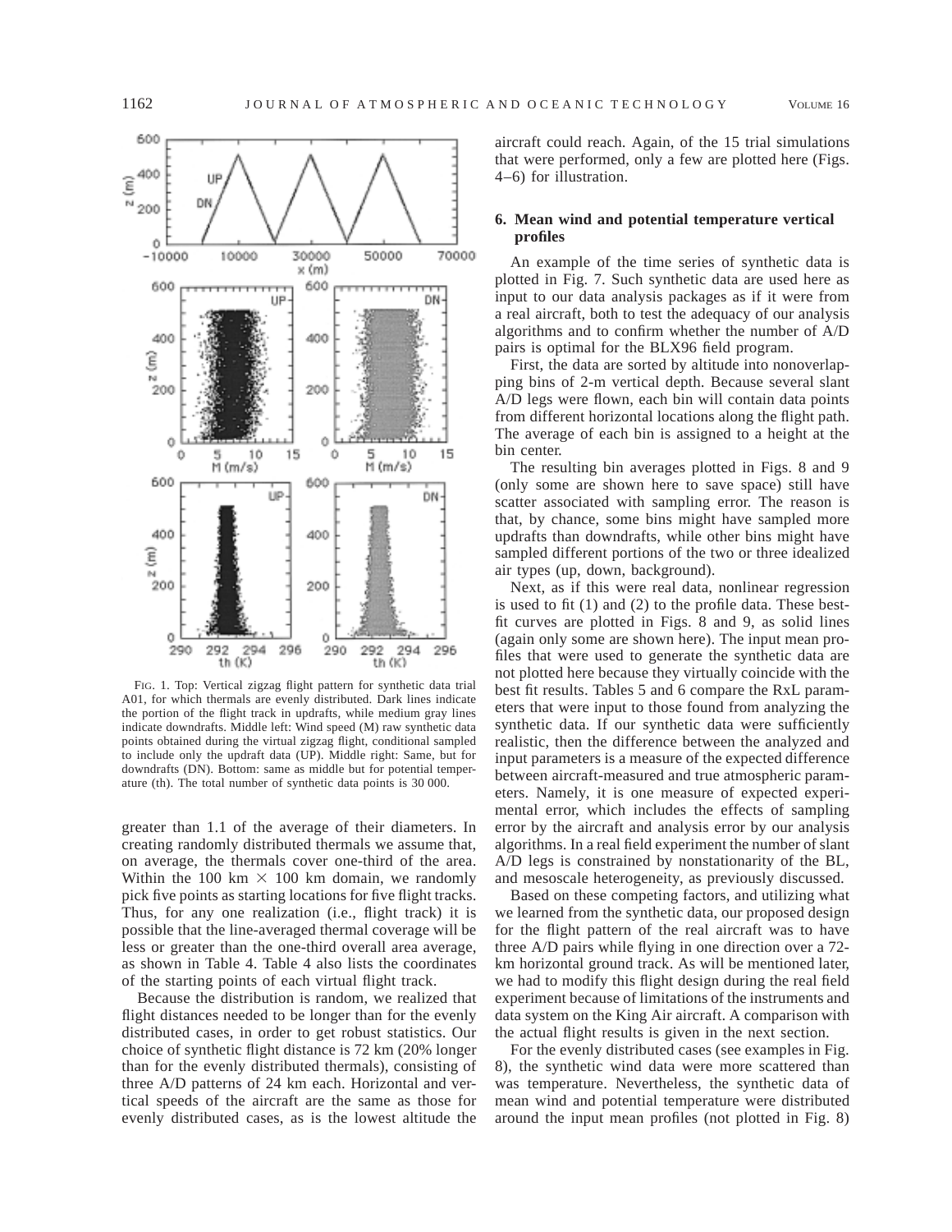FIG. 1. Top: Vertical zigzag flight pattern for synthetic data trial A01, for which thermals are evenly distributed. Dark lines indicate the portion of the flight track in updrafts, while medium gray lines indicate downdrafts. Middle left: Wind speed (M) raw synthetic data points obtained during the virtual zigzag flight, conditional sampled to include only the updraft data (UP). Middle right: Same, but for downdrafts (DN). Bottom: same as middle but for potential temperature (th). The total number of synthetic data points is 30 000.

greater than 1.1 of the average of their diameters. In creating randomly distributed thermals we assume that, on average, the thermals cover one-third of the area. Within the 100 km $\times$ 100 km domain, we randomly pick five points as starting locations for five flight tracks. Thus, for any one realization (i.e., flight track) it is possible that the line-averaged thermal coverage will be less or greater than the one-third overall area average, as shown in Table 4. Table 4 also lists the coordinates of the starting points of each virtual flight track.

Because the distribution is random, we realized that flight distances needed to be longer than for the evenly distributed cases, in order to get robust statistics. Our choice of synthetic flight distance is 72 km (20% longer than for the evenly distributed thermals), consisting of three A/D patterns of 24 km each. Horizontal and vertical speeds of the aircraft are the same as those for evenly distributed cases, as is the lowest altitude the aircraft could reach. Again, of the 15 trial simulations that were performed, only a few are plotted here (Figs. 4–6) for illustration.

## 6. Mean wind and potential temperature vertical profiles

An example of the time series of synthetic data is plotted in Fig. 7. Such synthetic data are used here as input to our data analysis packages as if it were from a real aircraft, both to test the adequacy of our analysis algorithms and to confirm whether the number of A/D pairs is optimal for the BLX96 field program.

First, the data are sorted by altitude into nonoverlapping bins of 2-m vertical depth. Because several slant A/D legs were flown, each bin will contain data points from different horizontal locations along the flight path. The average of each bin is assigned to a height at the bin center.

The resulting bin averages plotted in Figs. 8 and 9 (only some are shown here to save space) still have scatter associated with sampling error. The reason is that, by chance, some bins might have sampled more updrafts than downdrafts, while other bins might have sampled different portions of the two or three idealized air types (up, down, background).

Next, as if this were real data, nonlinear regression is used to fit (1) and (2) to the profile data. These best-fit curves are plotted in Figs. 8 and 9, as solid lines (again only some are shown here). The input mean profiles that were used to generate the synthetic data are not plotted here because they virtually coincide with the best fit results. Tables 5 and 6 compare the RxL parameters that were input to those found from analyzing the synthetic data. If our synthetic data were sufficiently realistic, then the difference between the analyzed and input parameters is a measure of the expected difference between aircraft-measured and true atmospheric parameters. Namely, it is one measure of expected experimental error, which includes the effects of sampling error by the aircraft and analysis error by our analysis algorithms. In a real field experiment the number of slant A/D legs is constrained by nonstationarity of the BL, and mesoscale heterogeneity, as previously discussed.

Based on these competing factors, and utilizing what we learned from the synthetic data, our proposed design for the flight pattern of the real aircraft was to have three A/D pairs while flying in one direction over a 72-km horizontal ground track. As will be mentioned later, we had to modify this flight design during the real field experiment because of limitations of the instruments and data system on the King Air aircraft. A comparison with the actual flight results is given in the next section.

For the evenly distributed cases (see examples in Fig. 8), the synthetic wind data were more scattered than was temperature. Nevertheless, the synthetic data of mean wind and potential temperature were distributed around the input mean profiles (not plotted in Fig. 8)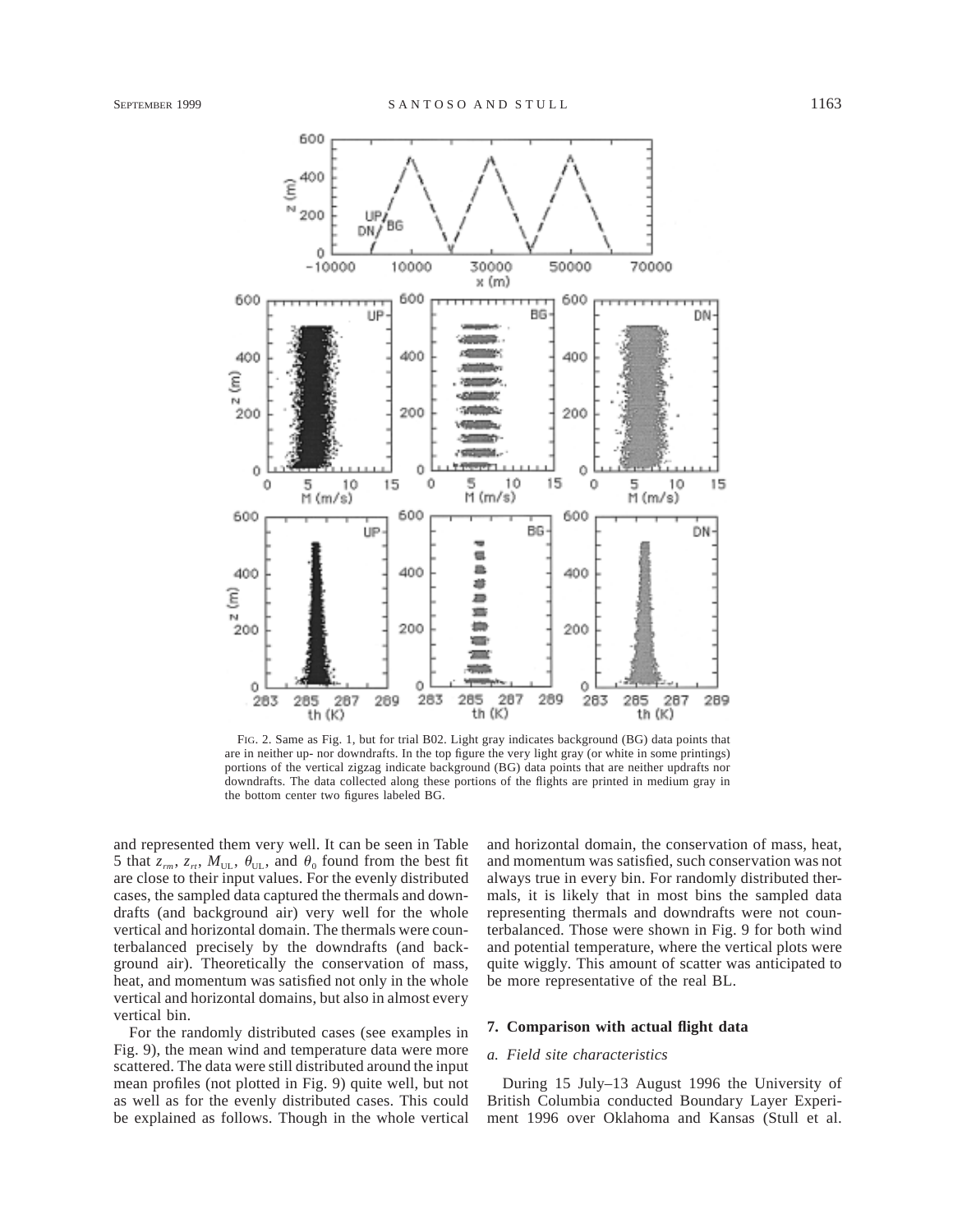FIG. 2. Same as Fig. 1, but for trial B02. Light gray indicates background (BG) data points that are in neither up- nor downdrafts. In the top figure the very light gray (or white in some printings) portions of the vertical zigzag indicate background (BG) data points that are neither updrafts nor downdrafts. The data collected along these portions of the flights are printed in medium gray in the bottom center two figures labeled BG.

and represented them very well. It can be seen in Table 5 that $z_{rm}$, $z_{rt}$, $M_{UL}$, $\theta_{UL}$, and $\theta_0$ found from the best fit are close to their input values. For the evenly distributed cases, the sampled data captured the thermals and downdrafts (and background air) very well for the whole vertical and horizontal domain. The thermals were counterbalanced precisely by the downdrafts (and background air). Theoretically the conservation of mass, heat, and momentum was satisfied not only in the whole vertical and horizontal domains, but also in almost every vertical bin.

For the randomly distributed cases (see examples in Fig. 9), the mean wind and temperature data were more scattered. The data were still distributed around the input mean profiles (not plotted in Fig. 9) quite well, but not as well as for the evenly distributed cases. This could be explained as follows. Though in the whole vertical and horizontal domain, the conservation of mass, heat, and momentum was satisfied, such conservation was not always true in every bin. For randomly distributed thermals, it is likely that in most bins the sampled data representing thermals and downdrafts were not counterbalanced. Those were shown in Fig. 9 for both wind and potential temperature, where the vertical plots were quite wiggly. This amount of scatter was anticipated to be more representative of the real BL.

## 7. Comparison with actual flight data

### *a. Field site characteristics*

During 15 July–13 August 1996 the University of British Columbia conducted Boundary Layer Experiment 1996 over Oklahoma and Kansas (Stull et al.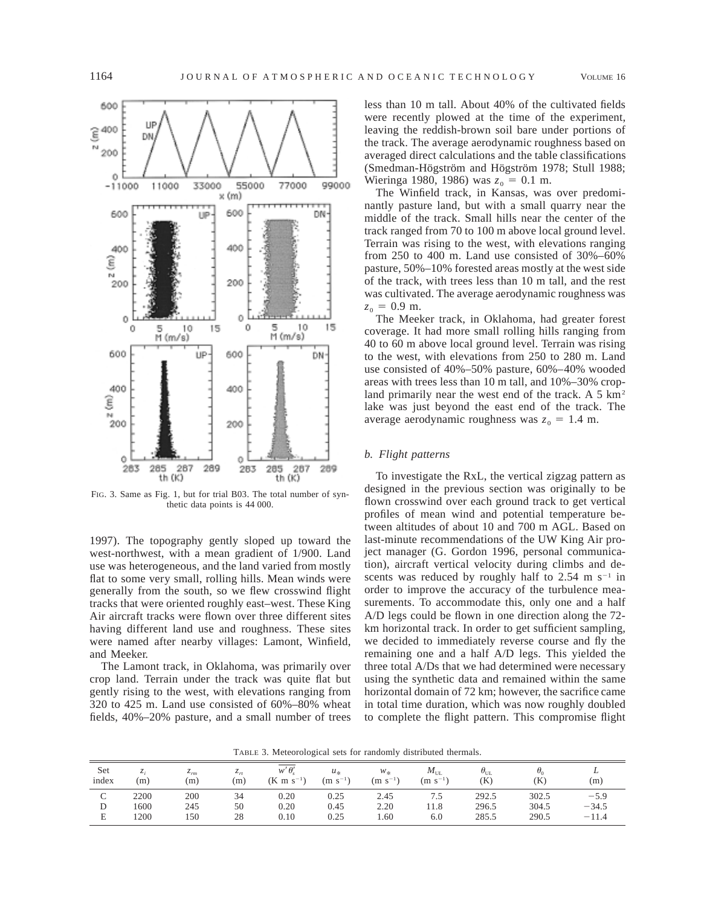FIG. 3. Same as Fig. 1, but for trial B03. The total number of synthetic data points is 44 000.

1997). The topography gently sloped up toward the west-northwest, with a mean gradient of 1/900. Land use was heterogeneous, and the land varied from mostly flat to some very small, rolling hills. Mean winds were generally from the south, so we flew crosswind flight tracks that were oriented roughly east–west. These King Air aircraft tracks were flown over three different sites having different land use and roughness. These sites were named after nearby villages: Lamont, Winfield, and Meeker.

The Lamont track, in Oklahoma, was primarily over crop land. Terrain under the track was quite flat but gently rising to the west, with elevations ranging from 320 to 425 m. Land use consisted of 60%–80% wheat fields, 40%–20% pasture, and a small number of trees less than 10 m tall. About 40% of the cultivated fields were recently plowed at the time of the experiment, leaving the reddish-brown soil bare under portions of the track. The average aerodynamic roughness based on averaged direct calculations and the table classifications (Smedman-Högström and Högström 1978; Stull 1988; Wieringa 1980, 1986) was $z_0 = 0.1$ m.

The Winfield track, in Kansas, was over predominantly pasture land, but with a small quarry near the middle of the track. Small hills near the center of the track ranged from 70 to 100 m above local ground level. Terrain was rising to the west, with elevations ranging from 250 to 400 m. Land use consisted of 30%–60% pasture, 50%–10% forested areas mostly at the west side of the track, with trees less than 10 m tall, and the rest was cultivated. The average aerodynamic roughness was $z_0 = 0.9$ m.

The Meeker track, in Oklahoma, had greater forest coverage. It had more small rolling hills ranging from 40 to 60 m above local ground level. Terrain was rising to the west, with elevations from 250 to 280 m. Land use consisted of 40%–50% pasture, 60%–40% wooded areas with trees less than 10 m tall, and 10%–30% cropland primarily near the west end of the track. A 5 $km^2$ lake was just beyond the east end of the track. The average aerodynamic roughness was $z_0 = 1.4$ m.

### *b. Flight patterns*

To investigate the RxL, the vertical zigzag pattern as designed in the previous section was originally to be flown crosswind over each ground track to get vertical profiles of mean wind and potential temperature between altitudes of about 10 and 700 m AGL. Based on last-minute recommendations of the UW King Air project manager (G. Gordon 1996, personal communication), aircraft vertical velocity during climbs and descents was reduced by roughly half to 2.54 m $s^{-1}$ in order to improve the accuracy of the turbulence measurements. To accommodate this, only one and a half A/D legs could be flown in one direction along the 72-km horizontal track. In order to get sufficient sampling, we decided to immediately reverse course and fly the remaining one and a half A/D legs. This yielded the three total A/Ds that we had determined were necessary using the synthetic data and remained within the same horizontal domain of 72 km; however, the sacrifice came in total time duration, which was now roughly doubled to complete the flight pattern. This compromise flight

TABLE 3. Meteorological sets for randomly distributed thermals.

| Set index | $z_i$ (m) | $z_{rm}$ (m) | $z_{rt}$ (m) | $\overline{w'\theta'_s}$ (K m $s^{-1}$) | $u_*$ (m $s^{-1}$) | $w_*$ (m $s^{-1}$) | $M_{UL}$ (m $s^{-1}$) | $\theta_{UL}$ (K) | $\theta_0$ (K) | $L$ (m) |
|---|---|---|---|---|---|---|---|---|---|---|
| C | 2200 | 200 | 34 | 0.20 | 0.25 | 2.45 | 7.5 | 292.5 | 302.5 | −5.9 |
| D | 1600 | 245 | 50 | 0.20 | 0.45 | 2.20 | 11.8 | 296.5 | 304.5 | −34.5 |
| E | 1200 | 150 | 28 | 0.10 | 0.25 | 1.60 | 6.0 | 285.5 | 290.5 | −11.4 |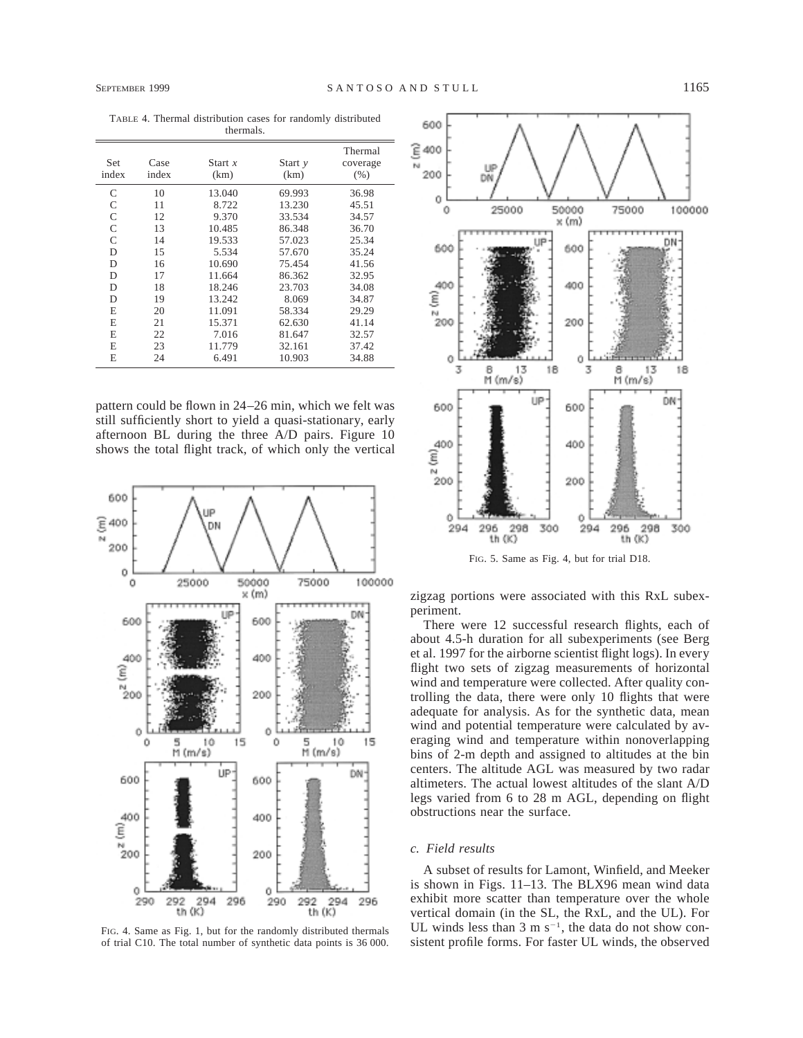TABLE 4. Thermal distribution cases for randomly distributed thermals.

| Set index | Case index | Start $x$ (km) | Start $y$ (km) | Thermal coverage (%) |
|---|---|---|---|---|
| C | 10 | 13.040 | 69.993 | 36.98 |
| C | 11 | 8.722 | 13.230 | 45.51 |
| C | 12 | 9.370 | 33.534 | 34.57 |
| C | 13 | 10.485 | 86.348 | 36.70 |
| C | 14 | 19.533 | 57.023 | 25.34 |
| D | 15 | 5.534 | 57.670 | 35.24 |
| D | 16 | 10.690 | 75.454 | 41.56 |
| D | 17 | 11.664 | 86.362 | 32.95 |
| D | 18 | 18.246 | 23.703 | 34.08 |
| D | 19 | 13.242 | 8.069 | 34.87 |
| E | 20 | 11.091 | 58.334 | 29.29 |
| E | 21 | 15.371 | 62.630 | 41.14 |
| E | 22 | 7.016 | 81.647 | 32.57 |
| E | 23 | 11.779 | 32.161 | 37.42 |
| E | 24 | 6.491 | 10.903 | 34.88 |

pattern could be flown in 24–26 min, which we felt was still sufficiently short to yield a quasi-stationary, early afternoon BL during the three A/D pairs. Figure 10 shows the total flight track, of which only the vertical zigzag portions were associated with this RxL subexperiment.

FIG. 4. Same as Fig. 1, but for the randomly distributed thermals of trial C10. The total number of synthetic data points is 36 000.

FIG. 5. Same as Fig. 4, but for trial D18.

There were 12 successful research flights, each of about 4.5-h duration for all subexperiments (see Berg et al. 1997 for the airborne scientist flight logs). In every flight two sets of zigzag measurements of horizontal wind and temperature were collected. After quality controlling the data, there were only 10 flights that were adequate for analysis. As for the synthetic data, mean wind and potential temperature were calculated by averaging wind and temperature within nonoverlapping bins of 2-m depth and assigned to altitudes at the bin centers. The altitude AGL was measured by two radar altimeters. The actual lowest altitudes of the slant A/D legs varied from 6 to 28 m AGL, depending on flight obstructions near the surface.

### c. Field results

A subset of results for Lamont, Winfield, and Meeker is shown in Figs. 11–13. The BLX96 mean wind data exhibit more scatter than temperature over the whole vertical domain (in the SL, the RxL, and the UL). For UL winds less than 3 m s$^{-1}$, the data do not show consistent profile forms. For faster UL winds, the observed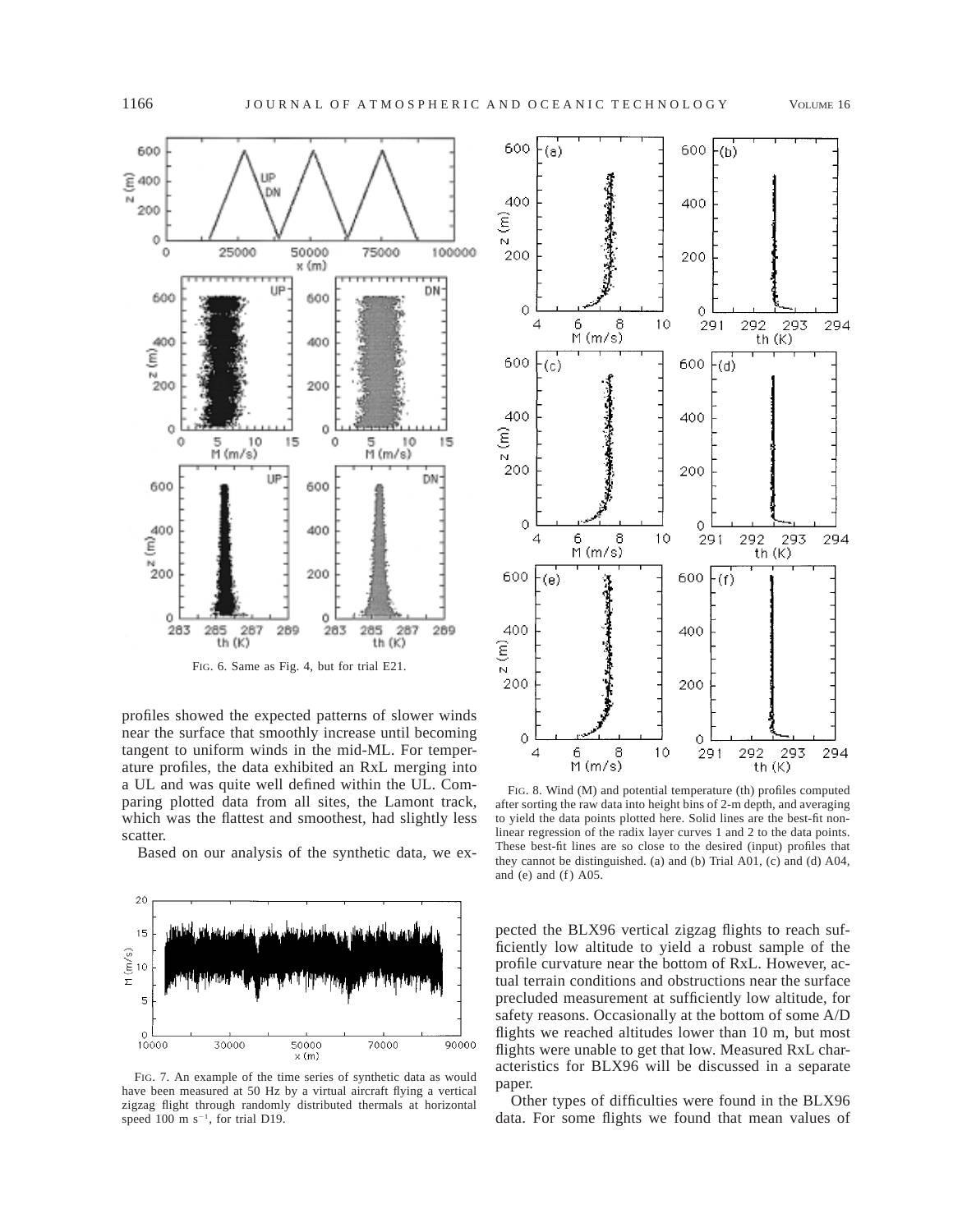FIG. 6. Same as Fig. 4, but for trial E21.

profiles showed the expected patterns of slower winds near the surface that smoothly increase until becoming tangent to uniform winds in the mid-ML. For temperature profiles, the data exhibited an RxL merging into a UL and was quite well defined within the UL. Comparing plotted data from all sites, the Lamont track, which was the flattest and smoothest, had slightly less scatter.

Based on our analysis of the synthetic data, we expected the BLX96 vertical zigzag flights to reach sufficiently low altitude to yield a robust sample of the profile curvature near the bottom of RxL. However, actual terrain conditions and obstructions near the surface precluded measurement at sufficiently low altitude, for safety reasons. Occasionally at the bottom of some A/D flights we reached altitudes lower than 10 m, but most flights were unable to get that low. Measured RxL characteristics for BLX96 will be discussed in a separate paper.

Other types of difficulties were found in the BLX96 data. For some flights we found that mean values of

FIG. 7. An example of the time series of synthetic data as would have been measured at 50 Hz by a virtual aircraft flying a vertical zigzag flight through randomly distributed thermals at horizontal speed 100 m s$^{-1}$, for trial D19.

FIG. 8. Wind (M) and potential temperature (th) profiles computed after sorting the raw data into height bins of 2-m depth, and averaging to yield the data points plotted here. Solid lines are the best-fit nonlinear regression of the radix layer curves 1 and 2 to the data points. These best-fit lines are so close to the desired (input) profiles that they cannot be distinguished. (a) and (b) Trial A01, (c) and (d) A04, and (e) and (f) A05.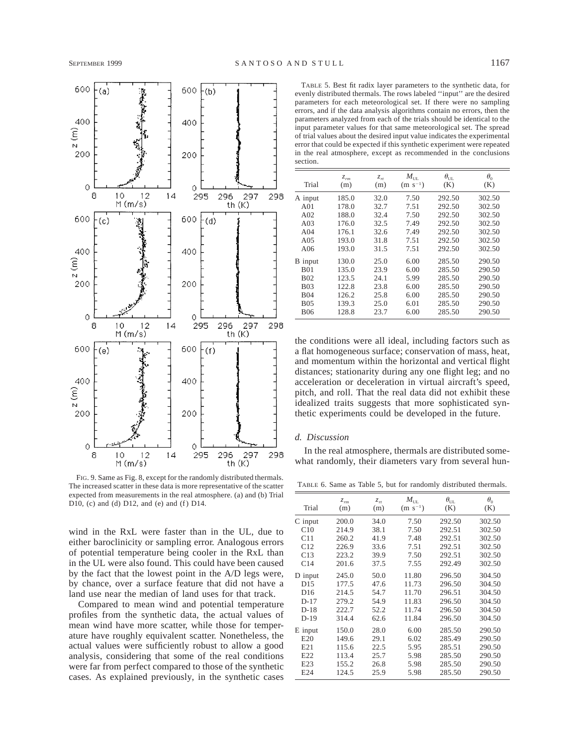600
(a)
400
z (m)
200
0
8 10 12 14
M (m/s)

600
(b)
400
200
0
295 296 297 298
th (K)

600
(c)
400
z (m)
200
0
8 10 12 14
M (m/s)

600
(d)
400
200
0
295 296 297 298
th (K)

600
(e)
400
z (m)
200
0
8 10 12 14
M (m/s)

600
(f)
400
200
0
295 296 297 298
th (K)

FIG. 9. Same as Fig. 8, except for the randomly distributed thermals. The increased scatter in these data is more representative of the scatter expected from measurements in the real atmosphere. (a) and (b) Trial D10, (c) and (d) D12, and (e) and (f) D14.

wind in the RxL were faster than in the UL, due to either baroclinicity or sampling error. Analogous errors of potential temperature being cooler in the RxL than in the UL were also found. This could have been caused by the fact that the lowest point in the A/D legs were, by chance, over a surface feature that did not have a land use near the median of land uses for that track.

Compared to mean wind and potential temperature profiles from the synthetic data, the actual values of mean wind have more scatter, while those for temperature have roughly equivalent scatter. Nonetheless, the actual values were sufficiently robust to allow a good analysis, considering that some of the real conditions were far from perfect compared to those of the synthetic cases. As explained previously, in the synthetic cases the conditions were all ideal, including factors such as a flat homogeneous surface; conservation of mass, heat, and momentum within the horizontal and vertical flight distances; stationarity during any one flight leg; and no acceleration or deceleration in virtual aircraft's speed, pitch, and roll. That the real data did not exhibit these idealized traits suggests that more sophisticated synthetic experiments could be developed in the future.

TABLE 5. Best fit radix layer parameters to the synthetic data, for evenly distributed thermals. The rows labeled "input" are the desired parameters for each meteorological set. If there were no sampling errors, and if the data analysis algorithms contain no errors, then the parameters analyzed from each of the trials should be identical to the input parameter values for that same meteorological set. The spread of trial values about the desired input value indicates the experimental error that could be expected if this synthetic experiment were repeated in the real atmosphere, except as recommended in the conclusions section.

| Trial | $z_{rm}$ (m) | $z_{rt}$ (m) | $M_{UL}$ (m s$^{-1}$) | $\theta_{UL}$ (K) | $\theta_0$ (K) |
|---|---|---|---|---|---|
| A input | 185.0 | 32.0 | 7.50 | 292.50 | 302.50 |
| A01 | 178.0 | 32.7 | 7.51 | 292.50 | 302.50 |
| A02 | 188.0 | 32.4 | 7.50 | 292.50 | 302.50 |
| A03 | 176.0 | 32.5 | 7.49 | 292.50 | 302.50 |
| A04 | 176.1 | 32.6 | 7.49 | 292.50 | 302.50 |
| A05 | 193.0 | 31.8 | 7.51 | 292.50 | 302.50 |
| A06 | 193.0 | 31.5 | 7.51 | 292.50 | 302.50 |
| B input | 130.0 | 25.0 | 6.00 | 285.50 | 290.50 |
| B01 | 135.0 | 23.9 | 6.00 | 285.50 | 290.50 |
| B02 | 123.5 | 24.1 | 5.99 | 285.50 | 290.50 |
| B03 | 122.8 | 23.8 | 6.00 | 285.50 | 290.50 |
| B04 | 126.2 | 25.8 | 6.00 | 285.50 | 290.50 |
| B05 | 139.3 | 25.0 | 6.01 | 285.50 | 290.50 |
| B06 | 128.8 | 23.7 | 6.00 | 285.50 | 290.50 |

### *d. Discussion*

In the real atmosphere, thermals are distributed somewhat randomly, their diameters vary from several hun-

TABLE 6. Same as Table 5, but for randomly distributed thermals.

| Trial | $z_{rm}$ (m) | $z_{rt}$ (m) | $M_{UL}$ (m s$^{-1}$) | $\theta_{UL}$ (K) | $\theta_0$ (K) |
|---|---|---|---|---|---|
| C input | 200.0 | 34.0 | 7.50 | 292.50 | 302.50 |
| C10 | 214.9 | 38.1 | 7.50 | 292.51 | 302.50 |
| C11 | 260.2 | 41.9 | 7.48 | 292.51 | 302.50 |
| C12 | 226.9 | 33.6 | 7.51 | 292.51 | 302.50 |
| C13 | 223.2 | 39.9 | 7.50 | 292.51 | 302.50 |
| C14 | 201.6 | 37.5 | 7.55 | 292.49 | 302.50 |
| D input | 245.0 | 50.0 | 11.80 | 296.50 | 304.50 |
| D15 | 177.5 | 47.6 | 11.73 | 296.50 | 304.50 |
| D16 | 214.5 | 54.7 | 11.70 | 296.51 | 304.50 |
| D-17 | 279.2 | 54.9 | 11.83 | 296.50 | 304.50 |
| D-18 | 222.7 | 52.2 | 11.74 | 296.50 | 304.50 |
| D-19 | 314.4 | 62.6 | 11.84 | 296.50 | 304.50 |
| E input | 150.0 | 28.0 | 6.00 | 285.50 | 290.50 |
| E20 | 149.6 | 29.1 | 6.02 | 285.49 | 290.50 |
| E21 | 115.6 | 22.5 | 5.95 | 285.51 | 290.50 |
| E22 | 113.4 | 25.7 | 5.98 | 285.50 | 290.50 |
| E23 | 155.2 | 26.8 | 5.98 | 285.50 | 290.50 |
| E24 | 124.5 | 25.9 | 5.98 | 285.50 | 290.50 |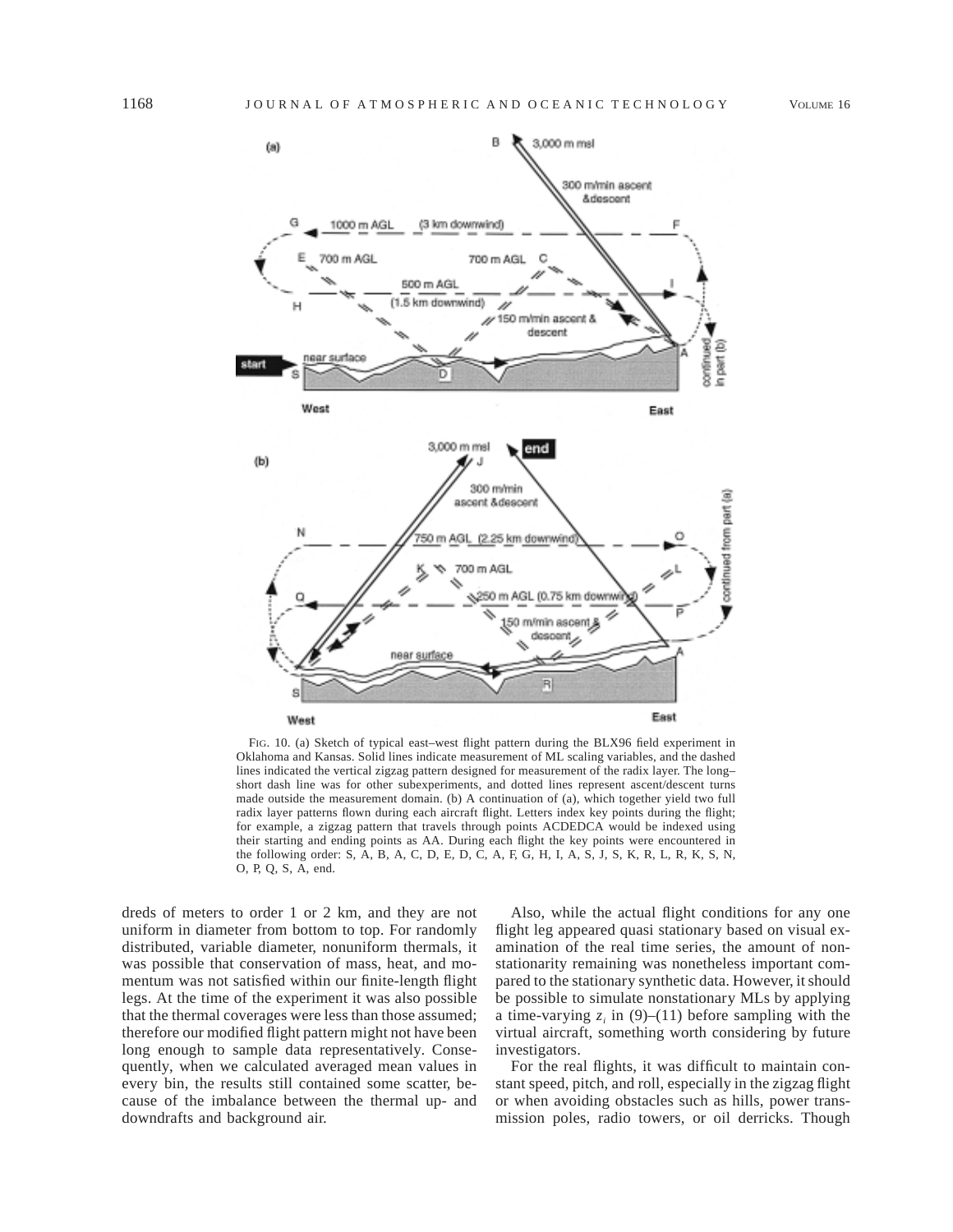(a)

B 3,000 m msl

300 m/min ascent &descent

G 1000 m AGL (3 km downwind) F

E 700 m AGL 700 m AGL C

500 m AGL I

H (1.5 km downwind)

150 m/min ascent & descent

start near surface A

S D

continued in part (b)

West East

(b)

3,000 m msl end

J

300 m/min ascent &descent

N 750 m AGL (2.25 km downwind) O

K 700 m AGL L

Q 250 m AGL (0.75 km downwind) P

150 m/min ascent & descent

near surface A

S R

continued from part (a)

West East

FIG. 10. (a) Sketch of typical east–west flight pattern during the BLX96 field experiment in Oklahoma and Kansas. Solid lines indicate measurement of ML scaling variables, and the dashed lines indicated the vertical zigzag pattern designed for measurement of the radix layer. The long–short dash line was for other subexperiments, and dotted lines represent ascent/descent turns made outside the measurement domain. (b) A continuation of (a), which together yield two full radix layer patterns flown during each aircraft flight. Letters index key points during the flight; for example, a zigzag pattern that travels through points ACDEDCA would be indexed using their starting and ending points as AA. During each flight the key points were encountered in the following order: S, A, B, A, C, D, E, D, C, A, F, G, H, I, A, S, J, S, K, R, L, R, K, S, N, O, P, Q, S, A, end.

dreds of meters to order 1 or 2 km, and they are not uniform in diameter from bottom to top. For randomly distributed, variable diameter, nonuniform thermals, it was possible that conservation of mass, heat, and momentum was not satisfied within our finite-length flight legs. At the time of the experiment it was also possible that the thermal coverages were less than those assumed; therefore our modified flight pattern might not have been long enough to sample data representatively. Consequently, when we calculated averaged mean values in every bin, the results still contained some scatter, because of the imbalance between the thermal up- and downdrafts and background air.

Also, while the actual flight conditions for any one flight leg appeared quasi stationary based on visual examination of the real time series, the amount of nonstationarity remaining was nonetheless important compared to the stationary synthetic data. However, it should be possible to simulate nonstationary MLs by applying a time-varying $z_i$ in (9)–(11) before sampling with the virtual aircraft, something worth considering by future investigators.

For the real flights, it was difficult to maintain constant speed, pitch, and roll, especially in the zigzag flight or when avoiding obstacles such as hills, power transmission poles, radio towers, or oil derricks. Though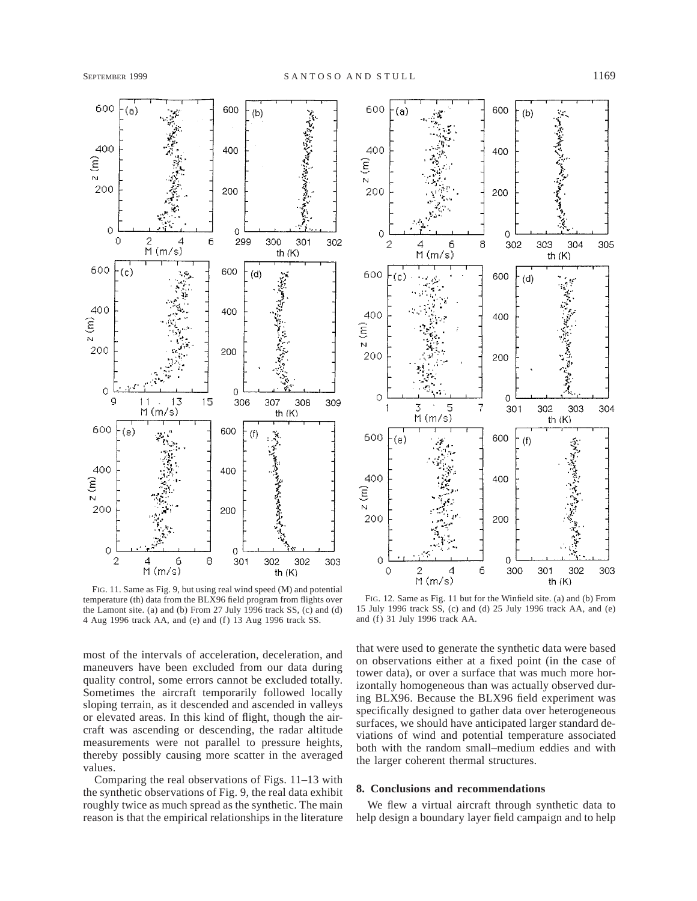FIG. 11. Same as Fig. 9, but using real wind speed (M) and potential temperature (th) data from the BLX96 field program from flights over the Lamont site. (a) and (b) From 27 July 1996 track SS, (c) and (d) 4 Aug 1996 track AA, and (e) and (f) 13 Aug 1996 track SS.

FIG. 12. Same as Fig. 11 but for the Winfield site. (a) and (b) From 15 July 1996 track SS, (c) and (d) 25 July 1996 track AA, and (e) and (f) 31 July 1996 track AA.

most of the intervals of acceleration, deceleration, and maneuvers have been excluded from our data during quality control, some errors cannot be excluded totally. Sometimes the aircraft temporarily followed locally sloping terrain, as it descended and ascended in valleys or elevated areas. In this kind of flight, though the aircraft was ascending or descending, the radar altitude measurements were not parallel to pressure heights, thereby possibly causing more scatter in the averaged values.

Comparing the real observations of Figs. 11–13 with the synthetic observations of Fig. 9, the real data exhibit roughly twice as much spread as the synthetic. The main reason is that the empirical relationships in the literature that were used to generate the synthetic data were based on observations either at a fixed point (in the case of tower data), or over a surface that was much more horizontally homogeneous than was actually observed during BLX96. Because the BLX96 field experiment was specifically designed to gather data over heterogeneous surfaces, we should have anticipated larger standard deviations of wind and potential temperature associated both with the random small–medium eddies and with the larger coherent thermal structures.

## 8. Conclusions and recommendations

We flew a virtual aircraft through synthetic data to help design a boundary layer field campaign and to help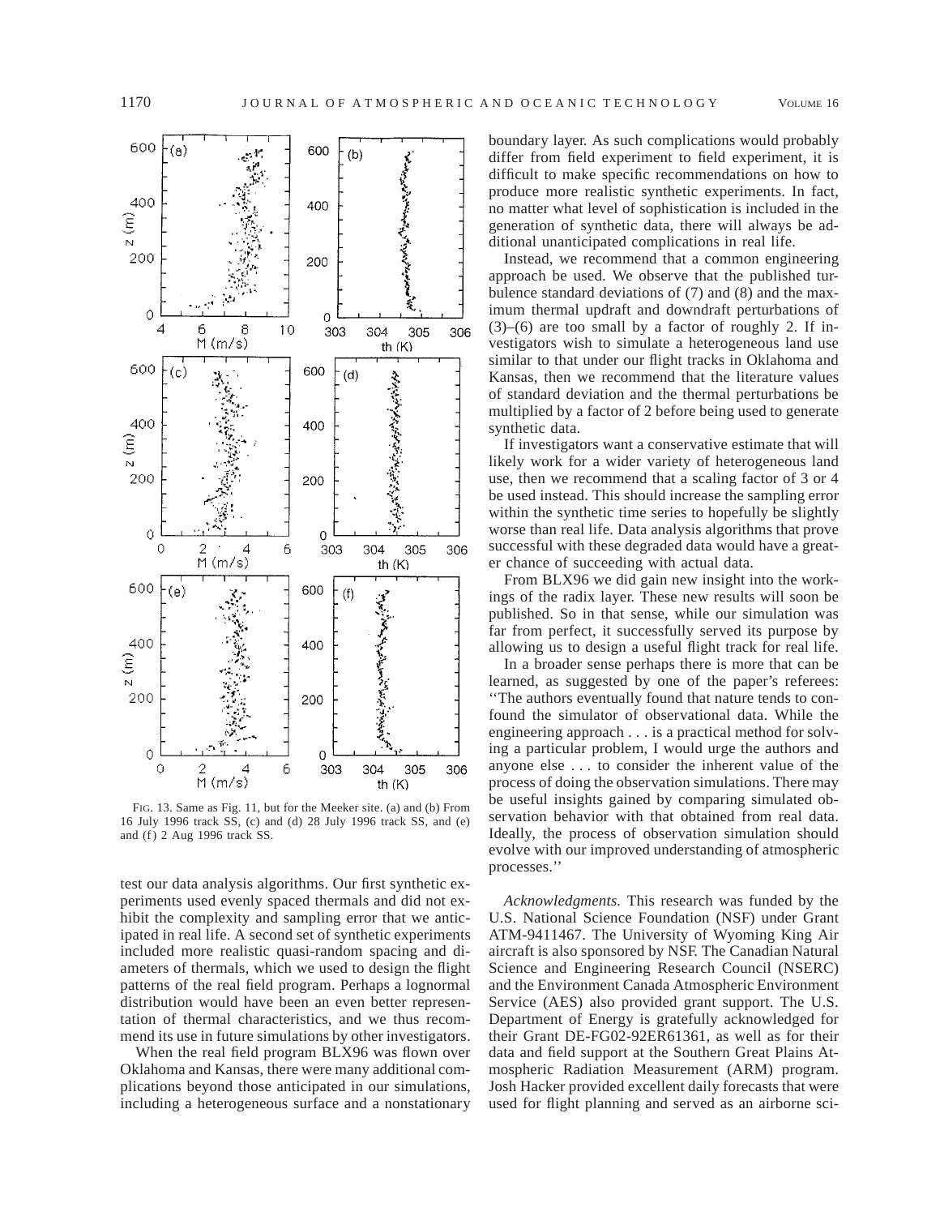600
(a)
400
z (m)
200
0
4 6 8 10
M (m/s)

600
(b)
400
200
0
303 304 305 306
th (K)

600
(c)
400
z (m)
200
0
0 2 4 6
M (m/s)

600
(d)
400
200
0
303 304 305 306
th (K)

600
(e)
400
z (m)
200
0
0 2 4 6
M (m/s)

600
(f)
400
200
0
303 304 305 306
th (K)

FIG. 13. Same as Fig. 11, but for the Meeker site. (a) and (b) From 16 July 1996 track SS, (c) and (d) 28 July 1996 track SS, and (e) and (f) 2 Aug 1996 track SS.

test our data analysis algorithms. Our first synthetic experiments used evenly spaced thermals and did not exhibit the complexity and sampling error that we anticipated in real life. A second set of synthetic experiments included more realistic quasi-random spacing and diameters of thermals, which we used to design the flight patterns of the real field program. Perhaps a lognormal distribution would have been an even better representation of thermal characteristics, and we thus recommend its use in future simulations by other investigators.

When the real field program BLX96 was flown over Oklahoma and Kansas, there were many additional complications beyond those anticipated in our simulations, including a heterogeneous surface and a nonstationary boundary layer. As such complications would probably differ from field experiment to field experiment, it is difficult to make specific recommendations on how to produce more realistic synthetic experiments. In fact, no matter what level of sophistication is included in the generation of synthetic data, there will always be additional unanticipated complications in real life.

Instead, we recommend that a common engineering approach be used. We observe that the published turbulence standard deviations of (7) and (8) and the maximum thermal updraft and downdraft perturbations of (3)–(6) are too small by a factor of roughly 2. If investigators wish to simulate a heterogeneous land use similar to that under our flight tracks in Oklahoma and Kansas, then we recommend that the literature values of standard deviation and the thermal perturbations be multiplied by a factor of 2 before being used to generate synthetic data.

If investigators want a conservative estimate that will likely work for a wider variety of heterogeneous land use, then we recommend that a scaling factor of 3 or 4 be used instead. This should increase the sampling error within the synthetic time series to hopefully be slightly worse than real life. Data analysis algorithms that prove successful with these degraded data would have a greater chance of succeeding with actual data.

From BLX96 we did gain new insight into the workings of the radix layer. These new results will soon be published. So in that sense, while our simulation was far from perfect, it successfully served its purpose by allowing us to design a useful flight track for real life.

In a broader sense perhaps there is more that can be learned, as suggested by one of the paper's referees: ''The authors eventually found that nature tends to confound the simulator of observational data. While the engineering approach . . . is a practical method for solving a particular problem, I would urge the authors and anyone else . . . to consider the inherent value of the process of doing the observation simulations. There may be useful insights gained by comparing simulated observation behavior with that obtained from real data. Ideally, the process of observation simulation should evolve with our improved understanding of atmospheric processes.''

*Acknowledgments.* This research was funded by the U.S. National Science Foundation (NSF) under Grant ATM-9411467. The University of Wyoming King Air aircraft is also sponsored by NSF. The Canadian Natural Science and Engineering Research Council (NSERC) and the Environment Canada Atmospheric Environment Service (AES) also provided grant support. The U.S. Department of Energy is gratefully acknowledged for their Grant DE-FG02-92ER61361, as well as for their data and field support at the Southern Great Plains Atmospheric Radiation Measurement (ARM) program. Josh Hacker provided excellent daily forecasts that were used for flight planning and served as an airborne sci-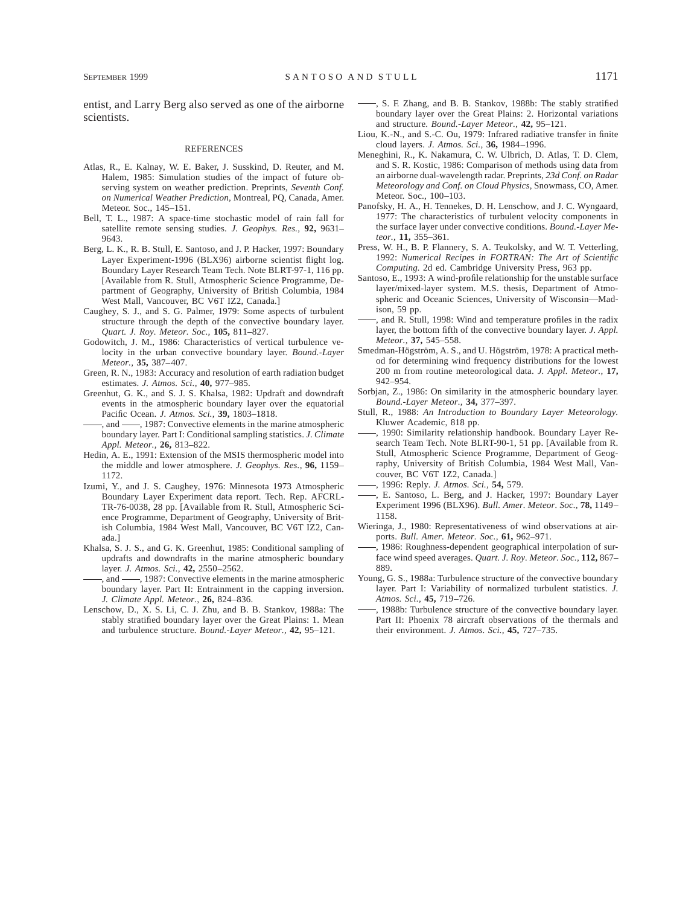entist, and Larry Berg also served as one of the airborne scientists.

## REFERENCES

Atlas, R., E. Kalnay, W. E. Baker, J. Susskind, D. Reuter, and M. Halem, 1985: Simulation studies of the impact of future observing system on weather prediction. Preprints, *Seventh Conf. on Numerical Weather Prediction,* Montreal, PQ, Canada, Amer. Meteor. Soc., 145–151.

Bell, T. L., 1987: A space-time stochastic model of rain fall for satellite remote sensing studies. *J. Geophys. Res.,* **92,** 9631–9643.

Berg, L. K., R. B. Stull, E. Santoso, and J. P. Hacker, 1997: Boundary Layer Experiment-1996 (BLX96) airborne scientist flight log. Boundary Layer Research Team Tech. Note BLRT-97-1, 116 pp. [Available from R. Stull, Atmospheric Science Programme, Department of Geography, University of British Columbia, 1984 West Mall, Vancouver, BC V6T IZ2, Canada.]

Caughey, S. J., and S. G. Palmer, 1979: Some aspects of turbulent structure through the depth of the convective boundary layer. *Quart. J. Roy. Meteor. Soc.,* **105,** 811–827.

Godowitch, J. M., 1986: Characteristics of vertical turbulence velocity in the urban convective boundary layer. *Bound.-Layer Meteor.,* **35,** 387–407.

Green, R. N., 1983: Accuracy and resolution of earth radiation budget estimates. *J. Atmos. Sci.,* **40,** 977–985.

Greenhut, G. K., and S. J. S. Khalsa, 1982: Updraft and downdraft events in the atmospheric boundary layer over the equatorial Pacific Ocean. *J. Atmos. Sci.,* **39,** 1803–1818.

——, and ——, 1987: Convective elements in the marine atmospheric boundary layer. Part I: Conditional sampling statistics. *J. Climate Appl. Meteor.,* **26,** 813–822.

Hedin, A. E., 1991: Extension of the MSIS thermospheric model into the middle and lower atmosphere. *J. Geophys. Res.,* **96,** 1159–1172.

Izumi, Y., and J. S. Caughey, 1976: Minnesota 1973 Atmospheric Boundary Layer Experiment data report. Tech. Rep. AFCRL-TR-76-0038, 28 pp. [Available from R. Stull, Atmospheric Science Programme, Department of Geography, University of British Columbia, 1984 West Mall, Vancouver, BC V6T IZ2, Canada.]

Khalsa, S. J. S., and G. K. Greenhut, 1985: Conditional sampling of updrafts and downdrafts in the marine atmospheric boundary layer. *J. Atmos. Sci.,* **42,** 2550–2562.

——, and ——, 1987: Convective elements in the marine atmospheric boundary layer. Part II: Entrainment in the capping inversion. *J. Climate Appl. Meteor.,* **26,** 824–836.

Lenschow, D., X. S. Li, C. J. Zhu, and B. B. Stankov, 1988a: The stably stratified boundary layer over the Great Plains: 1. Mean and turbulence structure. *Bound.-Layer Meteor.,* **42,** 95–121.

——, S. F. Zhang, and B. B. Stankov, 1988b: The stably stratified boundary layer over the Great Plains: 2. Horizontal variations and structure. *Bound.-Layer Meteor.,* **42,** 95–121.

Liou, K.-N., and S.-C. Ou, 1979: Infrared radiative transfer in finite cloud layers. *J. Atmos. Sci.,* **36,** 1984–1996.

Meneghini, R., K. Nakamura, C. W. Ulbrich, D. Atlas, T. D. Clem, and S. R. Kostic, 1986: Comparison of methods using data from an airborne dual-wavelength radar. Preprints, *23d Conf. on Radar Meteorology and Conf. on Cloud Physics,* Snowmass, CO, Amer. Meteor. Soc., 100–103.

Panofsky, H. A., H. Tennekes, D. H. Lenschow, and J. C. Wyngaard, 1977: The characteristics of turbulent velocity components in the surface layer under convective conditions. *Bound.-Layer Meteor.,* **11,** 355–361.

Press, W. H., B. P. Flannery, S. A. Teukolsky, and W. T. Vetterling, 1992: *Numerical Recipes in FORTRAN: The Art of Scientific Computing.* 2d ed. Cambridge University Press, 963 pp.

Santoso, E., 1993: A wind-profile relationship for the unstable surface layer/mixed-layer system. M.S. thesis, Department of Atmospheric and Oceanic Sciences, University of Wisconsin—Madison, 59 pp.

——, and R. Stull, 1998: Wind and temperature profiles in the radix layer, the bottom fifth of the convective boundary layer. *J. Appl. Meteor.,* **37,** 545–558.

Smedman-Högström, A. S., and U. Högström, 1978: A practical method for determining wind frequency distributions for the lowest 200 m from routine meteorological data. *J. Appl. Meteor.,* **17,** 942–954.

Sorbjan, Z., 1986: On similarity in the atmospheric boundary layer. *Bound.-Layer Meteor.,* **34,** 377–397.

Stull, R., 1988: *An Introduction to Boundary Layer Meteorology.* Kluwer Academic, 818 pp.

——, 1990: Similarity relationship handbook. Boundary Layer Research Team Tech. Note BLRT-90-1, 51 pp. [Available from R. Stull, Atmospheric Science Programme, Department of Geography, University of British Columbia, 1984 West Mall, Vancouver, BC V6T 1Z2, Canada.]

——, 1996: Reply. *J. Atmos. Sci.,* **54,** 579.

——, E. Santoso, L. Berg, and J. Hacker, 1997: Boundary Layer Experiment 1996 (BLX96). *Bull. Amer. Meteor. Soc.,* **78,** 1149–1158.

Wieringa, J., 1980: Representativeness of wind observations at airports. *Bull. Amer. Meteor. Soc.,* **61,** 962–971.

——, 1986: Roughness-dependent geographical interpolation of surface wind speed averages. *Quart. J. Roy. Meteor. Soc.,* **112,** 867–889.

Young, G. S., 1988a: Turbulence structure of the convective boundary layer. Part I: Variability of normalized turbulent statistics. *J. Atmos. Sci.,* **45,** 719–726.

——, 1988b: Turbulence structure of the convective boundary layer. Part II: Phoenix 78 aircraft observations of the thermals and their environment. *J. Atmos. Sci.,* **45,** 727–735.